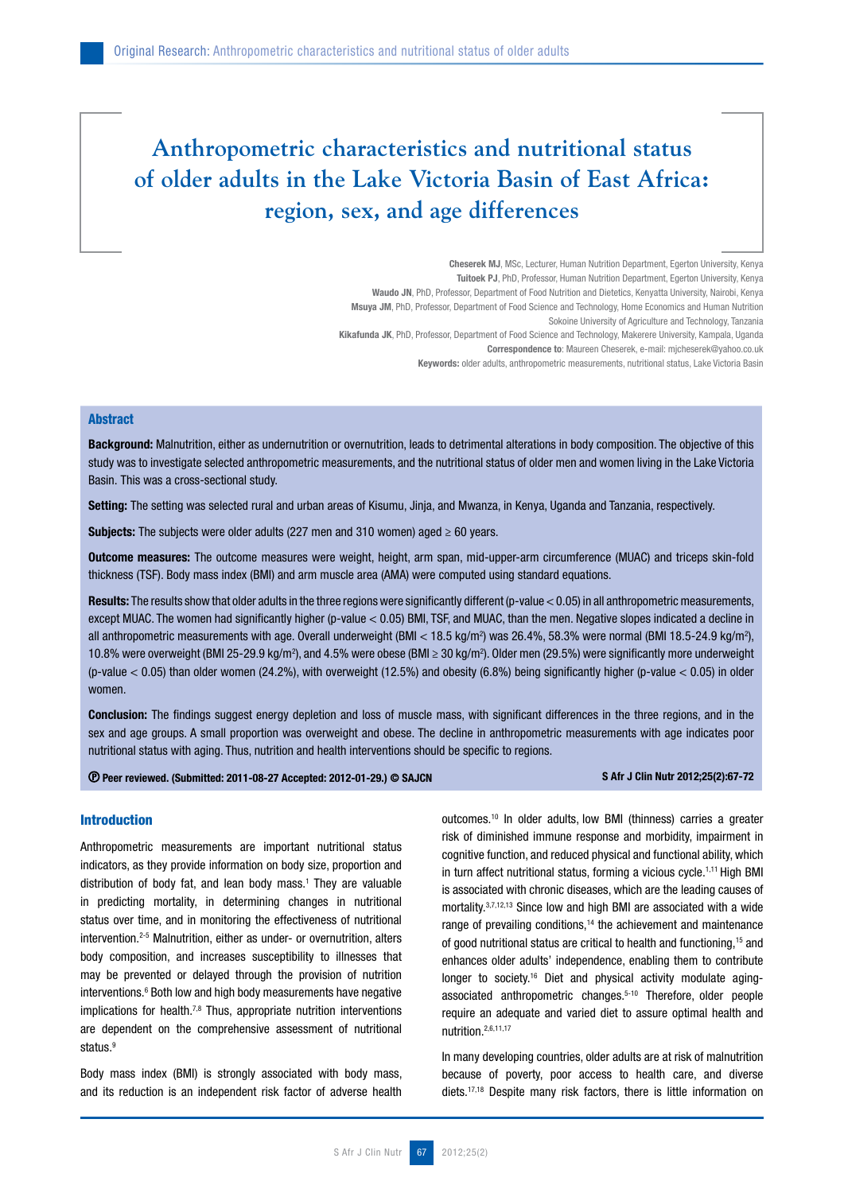# Anthropometric characteristics and nutritional status of older adults in the Lake Victoria Basin of East Africa: region, sex, and age differences

**Cheserek MJ**, MSc, Lecturer, Human Nutrition Department, Egerton University, Kenya
**Tuitoek PJ**, PhD, Professor, Human Nutrition Department, Egerton University, Kenya
**Waudo JN**, PhD, Professor, Department of Food Nutrition and Dietetics, Kenyatta University, Nairobi, Kenya
**Msuya JM**, PhD, Professor, Department of Food Science and Technology, Home Economics and Human Nutrition Sokoine University of Agriculture and Technology, Tanzania
**Kikafunda JK**, PhD, Professor, Department of Food Science and Technology, Makerere University, Kampala, Uganda
**Correspondence to**: Maureen Cheserek, e-mail: mjcheserek@yahoo.co.uk
**Keywords:** older adults, anthropometric measurements, nutritional status, Lake Victoria Basin

## Abstract

**Background:** Malnutrition, either as undernutrition or overnutrition, leads to detrimental alterations in body composition. The objective of this study was to investigate selected anthropometric measurements, and the nutritional status of older men and women living in the Lake Victoria Basin. This was a cross-sectional study.

**Setting:** The setting was selected rural and urban areas of Kisumu, Jinja, and Mwanza, in Kenya, Uganda and Tanzania, respectively.

**Subjects:** The subjects were older adults (227 men and 310 women) aged ≥ 60 years.

**Outcome measures:** The outcome measures were weight, height, arm span, mid-upper-arm circumference (MUAC) and triceps skin-fold thickness (TSF). Body mass index (BMI) and arm muscle area (AMA) were computed using standard equations.

**Results:** The results show that older adults in the three regions were significantly different (p-value < 0.05) in all anthropometric measurements, except MUAC. The women had significantly higher (p-value < 0.05) BMI, TSF, and MUAC, than the men. Negative slopes indicated a decline in all anthropometric measurements with age. Overall underweight (BMI < 18.5 kg/m$^2$) was 26.4%, 58.3% were normal (BMI 18.5-24.9 kg/m$^2$), 10.8% were overweight (BMI 25-29.9 kg/m$^2$), and 4.5% were obese (BMI ≥ 30 kg/m$^2$). Older men (29.5%) were significantly more underweight (p-value < 0.05) than older women (24.2%), with overweight (12.5%) and obesity (6.8%) being significantly higher (p-value < 0.05) in older women.

**Conclusion:** The findings suggest energy depletion and loss of muscle mass, with significant differences in the three regions, and in the sex and age groups. A small proportion was overweight and obese. The decline in anthropometric measurements with age indicates poor nutritional status with aging. Thus, nutrition and health interventions should be specific to regions.

**Peer reviewed. (Submitted: 2011-08-27 Accepted: 2012-01-29.) © SAJCN**

**S Afr J Clin Nutr 2012;25(2):67-72**

## Introduction

Anthropometric measurements are important nutritional status indicators, as they provide information on body size, proportion and distribution of body fat, and lean body mass.[1] They are valuable in predicting mortality, in determining changes in nutritional status over time, and in monitoring the effectiveness of nutritional intervention.[2-5] Malnutrition, either as under- or overnutrition, alters body composition, and increases susceptibility to illnesses that may be prevented or delayed through the provision of nutrition interventions.[6] Both low and high body measurements have negative implications for health.[7,8] Thus, appropriate nutrition interventions are dependent on the comprehensive assessment of nutritional status.[9]

Body mass index (BMI) is strongly associated with body mass, and its reduction is an independent risk factor of adverse health outcomes.[10] In older adults, low BMI (thinness) carries a greater risk of diminished immune response and morbidity, impairment in cognitive function, and reduced physical and functional ability, which in turn affect nutritional status, forming a vicious cycle.[1,11] High BMI is associated with chronic diseases, which are the leading causes of mortality.[3,7,12,13] Since low and high BMI are associated with a wide range of prevailing conditions,[14] the achievement and maintenance of good nutritional status are critical to health and functioning,[15] and enhances older adults' independence, enabling them to contribute longer to society.[16] Diet and physical activity modulate aging-associated anthropometric changes.[5-10] Therefore, older people require an adequate and varied diet to assure optimal health and nutrition.[2,6,11,17]

In many developing countries, older adults are at risk of malnutrition because of poverty, poor access to health care, and diverse diets.[17,18] Despite many risk factors, there is little information on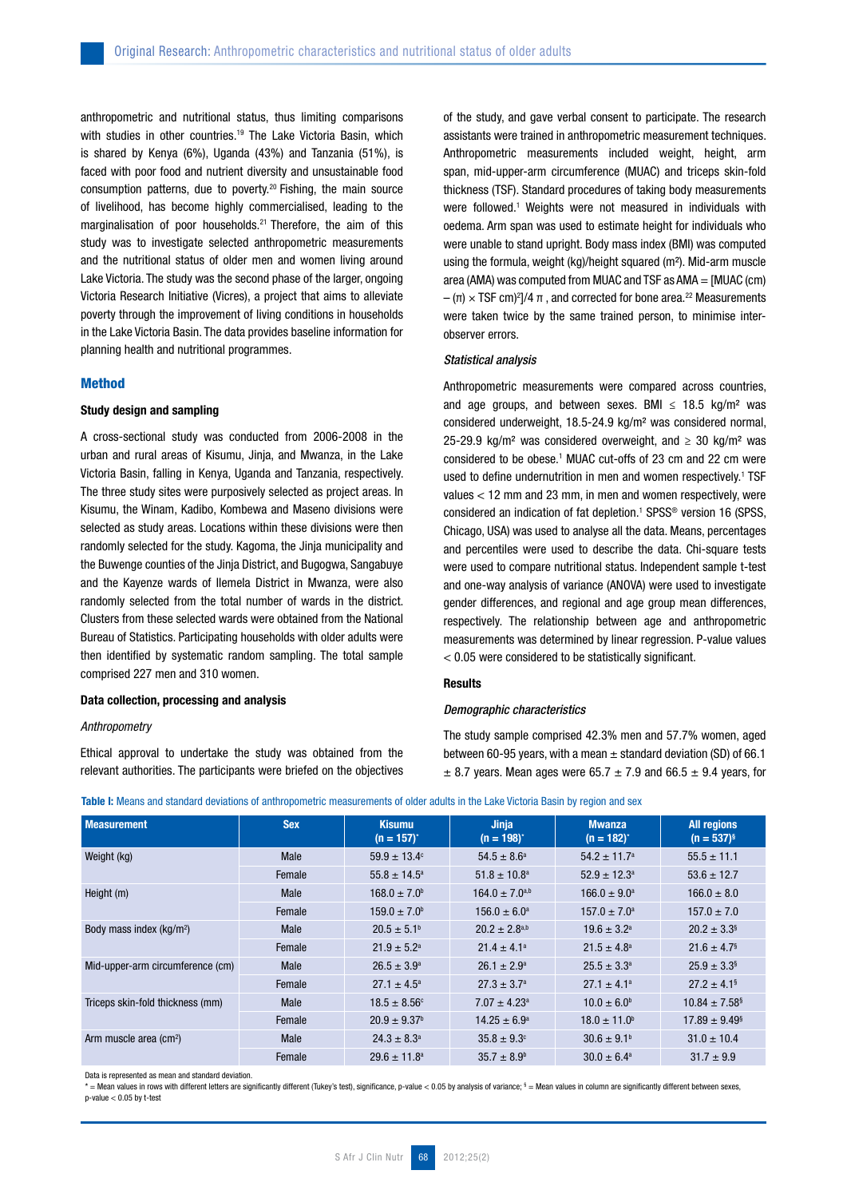anthropometric and nutritional status, thus limiting comparisons with studies in other countries.[19] The Lake Victoria Basin, which is shared by Kenya (6%), Uganda (43%) and Tanzania (51%), is faced with poor food and nutrient diversity and unsustainable food consumption patterns, due to poverty.[20] Fishing, the main source of livelihood, has become highly commercialised, leading to the marginalisation of poor households.[21] Therefore, the aim of this study was to investigate selected anthropometric measurements and the nutritional status of older men and women living around Lake Victoria. The study was the second phase of the larger, ongoing Victoria Research Initiative (Vicres), a project that aims to alleviate poverty through the improvement of living conditions in households in the Lake Victoria Basin. The data provides baseline information for planning health and nutritional programmes.

## Method

### Study design and sampling

A cross-sectional study was conducted from 2006-2008 in the urban and rural areas of Kisumu, Jinja, and Mwanza, in the Lake Victoria Basin, falling in Kenya, Uganda and Tanzania, respectively. The three study sites were purposively selected as project areas. In Kisumu, the Winam, Kadibo, Kombewa and Maseno divisions were selected as study areas. Locations within these divisions were then randomly selected for the study. Kagoma, the Jinja municipality and the Buwenge counties of the Jinja District, and Bugogwa, Sangabuye and the Kayenze wards of Ilemela District in Mwanza, were also randomly selected from the total number of wards in the district. Clusters from these selected wards were obtained from the National Bureau of Statistics. Participating households with older adults were then identified by systematic random sampling. The total sample comprised 227 men and 310 women.

### Data collection, processing and analysis

*Anthropometry*

Ethical approval to undertake the study was obtained from the relevant authorities. The participants were briefed on the objectives of the study, and gave verbal consent to participate. The research assistants were trained in anthropometric measurement techniques. Anthropometric measurements included weight, height, arm span, mid-upper-arm circumference (MUAC) and triceps skin-fold thickness (TSF). Standard procedures of taking body measurements were followed.[1] Weights were not measured in individuals with oedema. Arm span was used to estimate height for individuals who were unable to stand upright. Body mass index (BMI) was computed using the formula, weight (kg)/height squared (m²). Mid-arm muscle area (AMA) was computed from MUAC and TSF as AMA = [MUAC (cm) – (π) × TSF cm)²]/4 π , and corrected for bone area.[22] Measurements were taken twice by the same trained person, to minimise inter-observer errors.

*Statistical analysis*

Anthropometric measurements were compared across countries, and age groups, and between sexes. BMI ≤ 18.5 kg/m² was considered underweight, 18.5-24.9 kg/m² was considered normal, 25-29.9 kg/m² was considered overweight, and ≥ 30 kg/m² was considered to be obese.[1] MUAC cut-offs of 23 cm and 22 cm were used to define undernutrition in men and women respectively.[1] TSF values < 12 mm and 23 mm, in men and women respectively, were considered an indication of fat depletion.[1] SPSS® version 16 (SPSS, Chicago, USA) was used to analyse all the data. Means, percentages and percentiles were used to describe the data. Chi-square tests were used to compare nutritional status. Independent sample t-test and one-way analysis of variance (ANOVA) were used to investigate gender differences, and regional and age group mean differences, respectively. The relationship between age and anthropometric measurements was determined by linear regression. P-value values < 0.05 were considered to be statistically significant.

### Results

*Demographic characteristics*

The study sample comprised 42.3% men and 57.7% women, aged between 60-95 years, with a mean ± standard deviation (SD) of 66.1 ± 8.7 years. Mean ages were 65.7 ± 7.9 and 66.5 ± 9.4 years, for

**Table I:** Means and standard deviations of anthropometric measurements of older adults in the Lake Victoria Basin by region and sex

| Measurement | Sex | Kisumu (n = 157)* | Jinja (n = 198)* | Mwanza (n = 182)* | All regions (n = 537)§ |
|---|---|---|---|---|---|
| Weight (kg) | Male | 59.9 ± 13.4[c] | 54.5 ± 8.6[a] | 54.2 ± 11.7[a] | 55.5 ± 11.1 |
| | Female | 55.8 ± 14.5[a] | 51.8 ± 10.8[a] | 52.9 ± 12.3[a] | 53.6 ± 12.7 |
| Height (m) | Male | 168.0 ± 7.0[b] | 164.0 ± 7.0[a,b] | 166.0 ± 9.0[a] | 166.0 ± 8.0 |
| | Female | 159.0 ± 7.0[b] | 156.0 ± 6.0[a] | 157.0 ± 7.0[a] | 157.0 ± 7.0 |
| Body mass index (kg/m²) | Male | 20.5 ± 5.1[b] | 20.2 ± 2.8[a,b] | 19.6 ± 3.2[a] | 20.2 ± 3.3[§] |
| | Female | 21.9 ± 5.2[a] | 21.4 ± 4.1[a] | 21.5 ± 4.8[a] | 21.6 ± 4.7[§] |
| Mid-upper-arm circumference (cm) | Male | 26.5 ± 3.9[a] | 26.1 ± 2.9[a] | 25.5 ± 3.3[a] | 25.9 ± 3.3[§] |
| | Female | 27.1 ± 4.5[a] | 27.3 ± 3.7[a] | 27.1 ± 4.1[a] | 27.2 ± 4.1[§] |
| Triceps skin-fold thickness (mm) | Male | 18.5 ± 8.56[c] | 7.07 ± 4.23[a] | 10.0 ± 6.0[b] | 10.84 ± 7.58[§] |
| | Female | 20.9 ± 9.37[b] | 14.25 ± 6.9[a] | 18.0 ± 11.0[b] | 17.89 ± 9.49[§] |
| Arm muscle area (cm²) | Male | 24.3 ± 8.3[a] | 35.8 ± 9.3[c] | 30.6 ± 9.1[b] | 31.0 ± 10.4 |
| | Female | 29.6 ± 11.8[a] | 35.7 ± 8.9[b] | 30.0 ± 6.4[a] | 31.7 ± 9.9 |

Data is represented as mean and standard deviation.

\* = Mean values in rows with different letters are significantly different (Tukey's test), significance, p-value < 0.05 by analysis of variance; § = Mean values in column are significantly different between sexes, p-value < 0.05 by t-test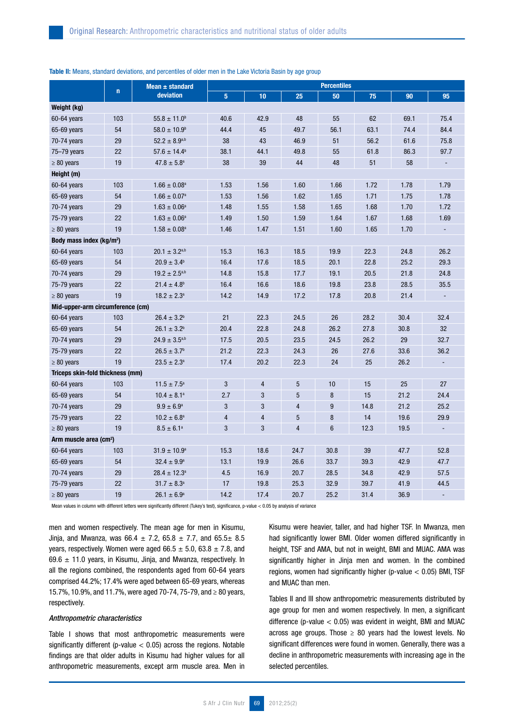**Table II:** Means, standard deviations, and percentiles of older men in the Lake Victoria Basin by age group

| | n | Mean ± standard deviation | Percentiles | | | | | | |
|---|---|---|---|---|---|---|---|---|---|
| | | | 5 | 10 | 25 | 50 | 75 | 90 | 95 |
| **Weight (kg)** | | | | | | | | | |
| 60-64 years | 103 | 55.8 ± 11.0[b] | 40.6 | 42.9 | 48 | 55 | 62 | 69.1 | 75.4 |
| 65-69 years | 54 | 58.0 ± 10.9[b] | 44.4 | 45 | 49.7 | 56.1 | 63.1 | 74.4 | 84.4 |
| 70-74 years | 29 | 52.2 ± 8.9[a,b] | 38 | 43 | 46.9 | 51 | 56.2 | 61.6 | 75.8 |
| 75–79 years | 22 | 57.6 ± 14.4[b] | 38.1 | 44.1 | 49.8 | 55 | 61.8 | 86.3 | 97.7 |
| ≥ 80 years | 19 | 47.8 ± 5.8[a] | 38 | 39 | 44 | 48 | 51 | 58 | - |
| **Height (m)** | | | | | | | | | |
| 60-64 years | 103 | 1.66 ± 0.08[a] | 1.53 | 1.56 | 1.60 | 1.66 | 1.72 | 1.78 | 1.79 |
| 65-69 years | 54 | 1.66 ± 0.07[a] | 1.53 | 1.56 | 1.62 | 1.65 | 1.71 | 1.75 | 1.78 |
| 70-74 years | 29 | 1.63 ± 0.06[a] | 1.48 | 1.55 | 1.58 | 1.65 | 1.68 | 1.70 | 1.72 |
| 75-79 years | 22 | 1.63 ± 0.06[a] | 1.49 | 1.50 | 1.59 | 1.64 | 1.67 | 1.68 | 1.69 |
| ≥ 80 years | 19 | 1.58 ± 0.08[a] | 1.46 | 1.47 | 1.51 | 1.60 | 1.65 | 1.70 | - |
| **Body mass index (kg/m²)** | | | | | | | | | |
| 60-64 years | 103 | 20.1 ± 3.2[a,b] | 15.3 | 16.3 | 18.5 | 19.9 | 22.3 | 24.8 | 26.2 |
| 65-69 years | 54 | 20.9 ± 3.4[b] | 16.4 | 17.6 | 18.5 | 20.1 | 22.8 | 25.2 | 29.3 |
| 70-74 years | 29 | 19.2 ± 2.5[a,b] | 14.8 | 15.8 | 17.7 | 19.1 | 20.5 | 21.8 | 24.8 |
| 75-79 years | 22 | 21.4 ± 4.8[b] | 16.4 | 16.6 | 18.6 | 19.8 | 23.8 | 28.5 | 35.5 |
| ≥ 80 years | 19 | 18.2 ± 2.3[a] | 14.2 | 14.9 | 17.2 | 17.8 | 20.8 | 21.4 | - |
| **Mid-upper-arm circumference (cm)** | | | | | | | | | |
| 60-64 years | 103 | 26.4 ± 3.2[b] | 21 | 22.3 | 24.5 | 26 | 28.2 | 30.4 | 32.4 |
| 65-69 years | 54 | 26.1 ± 3.2[b] | 20.4 | 22.8 | 24.8 | 26.2 | 27.8 | 30.8 | 32 |
| 70-74 years | 29 | 24.9 ± 3.5[a,b] | 17.5 | 20.5 | 23.5 | 24.5 | 26.2 | 29 | 32.7 |
| 75-79 years | 22 | 26.5 ± 3.7[b] | 21.2 | 22.3 | 24.3 | 26 | 27.6 | 33.6 | 36.2 |
| ≥ 80 years | 19 | 23.5 ± 2.3[a] | 17.4 | 20.2 | 22.3 | 24 | 25 | 26.2 | - |
| **Triceps skin-fold thickness (mm)** | | | | | | | | | |
| 60-64 years | 103 | 11.5 ± 7.5[a] | 3 | 4 | 5 | 10 | 15 | 25 | 27 |
| 65-69 years | 54 | 10.4 ± 8.1[a] | 2.7 | 3 | 5 | 8 | 15 | 21.2 | 24.4 |
| 70-74 years | 29 | 9.9 ± 6.9[a] | 3 | 3 | 4 | 9 | 14.8 | 21.2 | 25.2 |
| 75-79 years | 22 | 10.2 ± 6.8[a] | 4 | 4 | 5 | 8 | 14 | 19.6 | 29.9 |
| ≥ 80 years | 19 | 8.5 ± 6.1[a] | 3 | 3 | 4 | 6 | 12.3 | 19.5 | - |
| **Arm muscle area (cm²)** | | | | | | | | | |
| 60-64 years | 103 | 31.9 ± 10.9[a] | 15.3 | 18.6 | 24.7 | 30.8 | 39 | 47.7 | 52.8 |
| 65-69 years | 54 | 32.4 ± 9.9[a] | 13.1 | 19.9 | 26.6 | 33.7 | 39.3 | 42.9 | 47.7 |
| 70-74 years | 29 | 28.4 ± 12.3[a] | 4.5 | 16.9 | 20.7 | 28.5 | 34.8 | 42.9 | 57.5 |
| 75-79 years | 22 | 31.7 ± 8.3[a] | 17 | 19.8 | 25.3 | 32.9 | 39.7 | 41.9 | 44.5 |
| ≥ 80 years | 19 | 26.1 ± 6.9[a] | 14.2 | 17.4 | 20.7 | 25.2 | 31.4 | 36.9 | - |

Mean values in column with different letters were significantly different (Tukey's test), significance, p-value < 0.05 by analysis of variance

men and women respectively. The mean age for men in Kisumu, Jinja, and Mwanza, was 66.4 ± 7.2, 65.8 ± 7.7, and 65.5± 8.5 years, respectively. Women were aged 66.5 ± 5.0, 63.8 ± 7.8, and 69.6 ± 11.0 years, in Kisumu, Jinja, and Mwanza, respectively. In all the regions combined, the respondents aged from 60-64 years comprised 44.2%; 17.4% were aged between 65-69 years, whereas 15.7%, 10.9%, and 11.7%, were aged 70-74, 75-79, and ≥ 80 years, respectively.

*Anthropometric characteristics*

Table I shows that most anthropometric measurements were significantly different (p-value < 0.05) across the regions. Notable findings are that older adults in Kisumu had higher values for all anthropometric measurements, except arm muscle area. Men in Kisumu were heavier, taller, and had higher TSF. In Mwanza, men had significantly lower BMI. Older women differed significantly in height, TSF and AMA, but not in weight, BMI and MUAC. AMA was significantly higher in Jinja men and women. In the combined regions, women had significantly higher (p-value < 0.05) BMI, TSF and MUAC than men.

Tables II and III show anthropometric measurements distributed by age group for men and women respectively. In men, a significant difference (p-value < 0.05) was evident in weight, BMI and MUAC across age groups. Those ≥ 80 years had the lowest levels. No significant differences were found in women. Generally, there was a decline in anthropometric measurements with increasing age in the selected percentiles.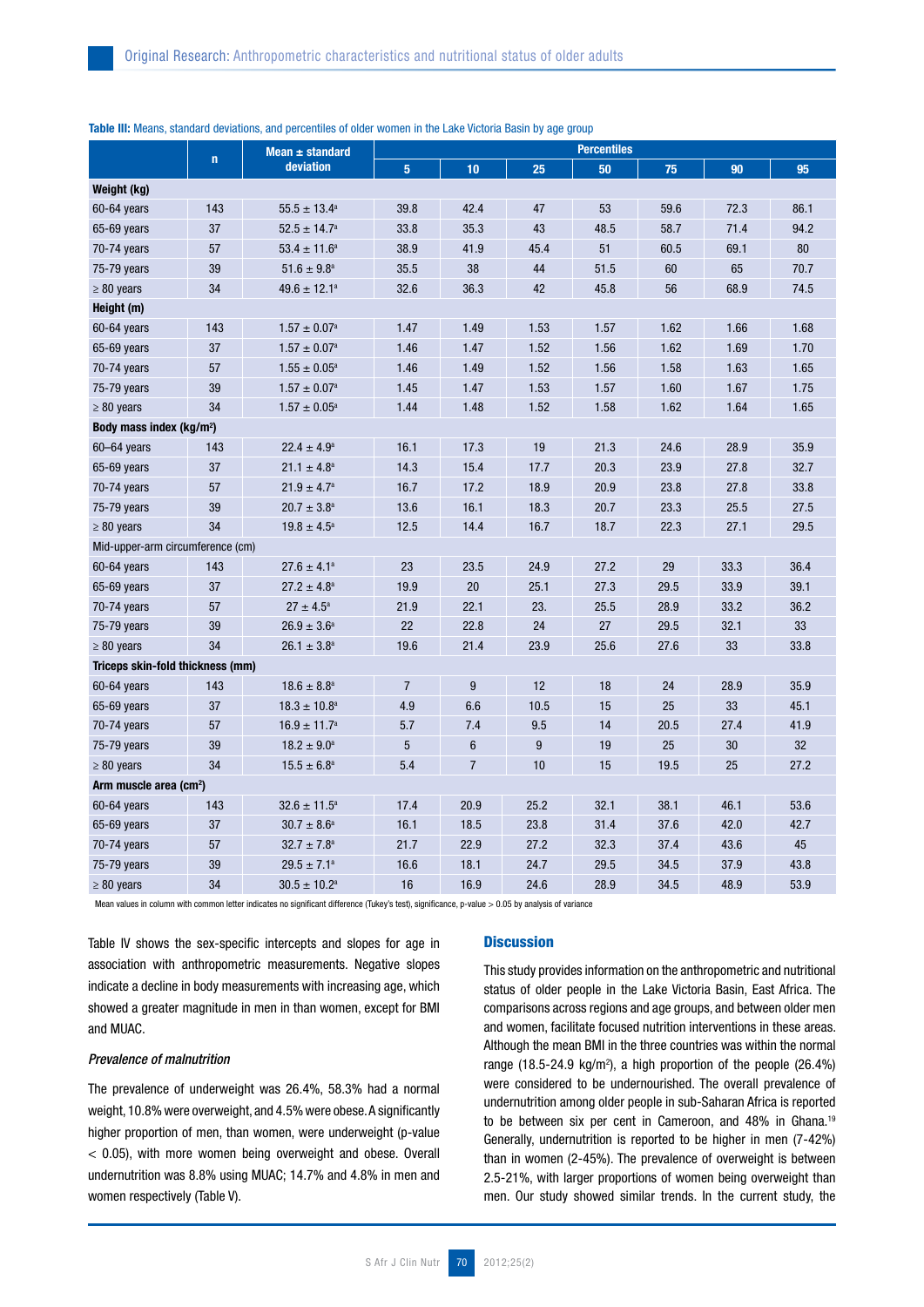**Table III:** Means, standard deviations, and percentiles of older women in the Lake Victoria Basin by age group

| | n | Mean ± standard deviation | Percentiles | | | | | | |
|---|---|---|---|---|---|---|---|---|---|
| | | | 5 | 10 | 25 | 50 | 75 | 90 | 95 |
| **Weight (kg)** | | | | | | | | | |
| 60-64 years | 143 | 55.5 ± 13.4[a] | 39.8 | 42.4 | 47 | 53 | 59.6 | 72.3 | 86.1 |
| 65-69 years | 37 | 52.5 ± 14.7[a] | 33.8 | 35.3 | 43 | 48.5 | 58.7 | 71.4 | 94.2 |
| 70-74 years | 57 | 53.4 ± 11.6[a] | 38.9 | 41.9 | 45.4 | 51 | 60.5 | 69.1 | 80 |
| 75-79 years | 39 | 51.6 ± 9.8[a] | 35.5 | 38 | 44 | 51.5 | 60 | 65 | 70.7 |
| ≥ 80 years | 34 | 49.6 ± 12.1[a] | 32.6 | 36.3 | 42 | 45.8 | 56 | 68.9 | 74.5 |
| **Height (m)** | | | | | | | | | |
| 60-64 years | 143 | 1.57 ± 0.07[a] | 1.47 | 1.49 | 1.53 | 1.57 | 1.62 | 1.66 | 1.68 |
| 65-69 years | 37 | 1.57 ± 0.07[a] | 1.46 | 1.47 | 1.52 | 1.56 | 1.62 | 1.69 | 1.70 |
| 70-74 years | 57 | 1.55 ± 0.05[a] | 1.46 | 1.49 | 1.52 | 1.56 | 1.58 | 1.63 | 1.65 |
| 75-79 years | 39 | 1.57 ± 0.07[a] | 1.45 | 1.47 | 1.53 | 1.57 | 1.60 | 1.67 | 1.75 |
| ≥ 80 years | 34 | 1.57 ± 0.05[a] | 1.44 | 1.48 | 1.52 | 1.58 | 1.62 | 1.64 | 1.65 |
| **Body mass index (kg/m²)** | | | | | | | | | |
| 60–64 years | 143 | 22.4 ± 4.9[a] | 16.1 | 17.3 | 19 | 21.3 | 24.6 | 28.9 | 35.9 |
| 65-69 years | 37 | 21.1 ± 4.8[a] | 14.3 | 15.4 | 17.7 | 20.3 | 23.9 | 27.8 | 32.7 |
| 70-74 years | 57 | 21.9 ± 4.7[a] | 16.7 | 17.2 | 18.9 | 20.9 | 23.8 | 27.8 | 33.8 |
| 75-79 years | 39 | 20.7 ± 3.8[a] | 13.6 | 16.1 | 18.3 | 20.7 | 23.3 | 25.5 | 27.5 |
| ≥ 80 years | 34 | 19.8 ± 4.5[a] | 12.5 | 14.4 | 16.7 | 18.7 | 22.3 | 27.1 | 29.5 |
| Mid-upper-arm circumference (cm) | | | | | | | | | |
| 60-64 years | 143 | 27.6 ± 4.1[a] | 23 | 23.5 | 24.9 | 27.2 | 29 | 33.3 | 36.4 |
| 65-69 years | 37 | 27.2 ± 4.8[a] | 19.9 | 20 | 25.1 | 27.3 | 29.5 | 33.9 | 39.1 |
| 70-74 years | 57 | 27 ± 4.5[a] | 21.9 | 22.1 | 23. | 25.5 | 28.9 | 33.2 | 36.2 |
| 75-79 years | 39 | 26.9 ± 3.6[a] | 22 | 22.8 | 24 | 27 | 29.5 | 32.1 | 33 |
| ≥ 80 years | 34 | 26.1 ± 3.8[a] | 19.6 | 21.4 | 23.9 | 25.6 | 27.6 | 33 | 33.8 |
| **Triceps skin-fold thickness (mm)** | | | | | | | | | |
| 60-64 years | 143 | 18.6 ± 8.8[a] | 7 | 9 | 12 | 18 | 24 | 28.9 | 35.9 |
| 65-69 years | 37 | 18.3 ± 10.8[a] | 4.9 | 6.6 | 10.5 | 15 | 25 | 33 | 45.1 |
| 70-74 years | 57 | 16.9 ± 11.7[a] | 5.7 | 7.4 | 9.5 | 14 | 20.5 | 27.4 | 41.9 |
| 75-79 years | 39 | 18.2 ± 9.0[a] | 5 | 6 | 9 | 19 | 25 | 30 | 32 |
| ≥ 80 years | 34 | 15.5 ± 6.8[a] | 5.4 | 7 | 10 | 15 | 19.5 | 25 | 27.2 |
| **Arm muscle area (cm²)** | | | | | | | | | |
| 60-64 years | 143 | 32.6 ± 11.5[a] | 17.4 | 20.9 | 25.2 | 32.1 | 38.1 | 46.1 | 53.6 |
| 65-69 years | 37 | 30.7 ± 8.6[a] | 16.1 | 18.5 | 23.8 | 31.4 | 37.6 | 42.0 | 42.7 |
| 70-74 years | 57 | 32.7 ± 7.8[a] | 21.7 | 22.9 | 27.2 | 32.3 | 37.4 | 43.6 | 45 |
| 75-79 years | 39 | 29.5 ± 7.1[a] | 16.6 | 18.1 | 24.7 | 29.5 | 34.5 | 37.9 | 43.8 |
| ≥ 80 years | 34 | 30.5 ± 10.2[a] | 16 | 16.9 | 24.6 | 28.9 | 34.5 | 48.9 | 53.9 |

Mean values in column with common letter indicates no significant difference (Tukey's test), significance, p-value > 0.05 by analysis of variance

Table IV shows the sex-specific intercepts and slopes for age in association with anthropometric measurements. Negative slopes indicate a decline in body measurements with increasing age, which showed a greater magnitude in men in than women, except for BMI and MUAC.

### *Prevalence of malnutrition*

The prevalence of underweight was 26.4%, 58.3% had a normal weight, 10.8% were overweight, and 4.5% were obese. A significantly higher proportion of men, than women, were underweight ($p$-value $< 0.05$), with more women being overweight and obese. Overall undernutrition was 8.8% using MUAC; 14.7% and 4.8% in men and women respectively (Table V).

## Discussion

This study provides information on the anthropometric and nutritional status of older people in the Lake Victoria Basin, East Africa. The comparisons across regions and age groups, and between older men and women, facilitate focused nutrition interventions in these areas. Although the mean BMI in the three countries was within the normal range (18.5-24.9 kg/m²), a high proportion of the people (26.4%) were considered to be undernourished. The overall prevalence of undernutrition among older people in sub-Saharan Africa is reported to be between six per cent in Cameroon, and 48% in Ghana.[19] Generally, undernutrition is reported to be higher in men (7-42%) than in women (2-45%). The prevalence of overweight is between 2.5-21%, with larger proportions of women being overweight than men. Our study showed similar trends. In the current study, the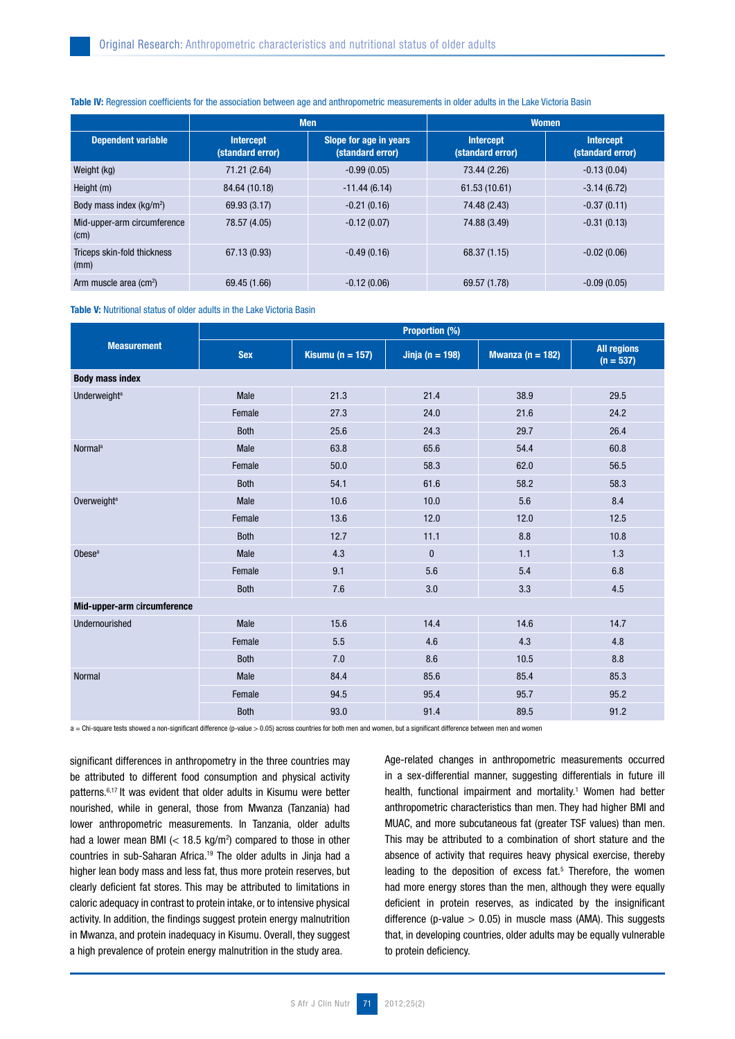**Table IV:** Regression coefficients for the association between age and anthropometric measurements in older adults in the Lake Victoria Basin

| Dependent variable | Men | | Women | |
|---|---|---|---|---|
| | Intercept (standard error) | Slope for age in years (standard error) | Intercept (standard error) | Intercept (standard error) |
| Weight (kg) | 71.21 (2.64) | -0.99 (0.05) | 73.44 (2.26) | -0.13 (0.04) |
| Height (m) | 84.64 (10.18) | -11.44 (6.14) | 61.53 (10.61) | -3.14 (6.72) |
| Body mass index (kg/m$^2$) | 69.93 (3.17) | -0.21 (0.16) | 74.48 (2.43) | -0.37 (0.11) |
| Mid-upper-arm circumference (cm) | 78.57 (4.05) | -0.12 (0.07) | 74.88 (3.49) | -0.31 (0.13) |
| Triceps skin-fold thickness (mm) | 67.13 (0.93) | -0.49 (0.16) | 68.37 (1.15) | -0.02 (0.06) |
| Arm muscle area (cm$^2$) | 69.45 (1.66) | -0.12 (0.06) | 69.57 (1.78) | -0.09 (0.05) |

**Table V:** Nutritional status of older adults in the Lake Victoria Basin

| Measurement | Proportion (%) | | | | |
|---|---|---|---|---|---|
| | Sex | Kisumu (n = 157) | Jinja (n = 198) | Mwanza (n = 182) | All regions (n = 537) |
| **Body mass index** | | | | | |
| Underweight[a] | Male | 21.3 | 21.4 | 38.9 | 29.5 |
| | Female | 27.3 | 24.0 | 21.6 | 24.2 |
| | Both | 25.6 | 24.3 | 29.7 | 26.4 |
| Normal[a] | Male | 63.8 | 65.6 | 54.4 | 60.8 |
| | Female | 50.0 | 58.3 | 62.0 | 56.5 |
| | Both | 54.1 | 61.6 | 58.2 | 58.3 |
| Overweight[a] | Male | 10.6 | 10.0 | 5.6 | 8.4 |
| | Female | 13.6 | 12.0 | 12.0 | 12.5 |
| | Both | 12.7 | 11.1 | 8.8 | 10.8 |
| Obese[a] | Male | 4.3 | 0 | 1.1 | 1.3 |
| | Female | 9.1 | 5.6 | 5.4 | 6.8 |
| | Both | 7.6 | 3.0 | 3.3 | 4.5 |
| **Mid-upper-arm circumference** | | | | | |
| Undernourished | Male | 15.6 | 14.4 | 14.6 | 14.7 |
| | Female | 5.5 | 4.6 | 4.3 | 4.8 |
| | Both | 7.0 | 8.6 | 10.5 | 8.8 |
| Normal | Male | 84.4 | 85.6 | 85.4 | 85.3 |
| | Female | 94.5 | 95.4 | 95.7 | 95.2 |
| | Both | 93.0 | 91.4 | 89.5 | 91.2 |

a = Chi-square tests showed a non-significant difference (p-value > 0.05) across countries for both men and women, but a significant difference between men and women

significant differences in anthropometry in the three countries may be attributed to different food consumption and physical activity patterns.[6,17] It was evident that older adults in Kisumu were better nourished, while in general, those from Mwanza (Tanzania) had lower anthropometric measurements. In Tanzania, older adults had a lower mean BMI (< 18.5 kg/m$^2$) compared to those in other countries in sub-Saharan Africa.[19] The older adults in Jinja had a higher lean body mass and less fat, thus more protein reserves, but clearly deficient fat stores. This may be attributed to limitations in caloric adequacy in contrast to protein intake, or to intensive physical activity. In addition, the findings suggest protein energy malnutrition in Mwanza, and protein inadequacy in Kisumu. Overall, they suggest a high prevalence of protein energy malnutrition in the study area.

Age-related changes in anthropometric measurements occurred in a sex-differential manner, suggesting differentials in future ill health, functional impairment and mortality.[1] Women had better anthropometric characteristics than men. They had higher BMI and MUAC, and more subcutaneous fat (greater TSF values) than men. This may be attributed to a combination of short stature and the absence of activity that requires heavy physical exercise, thereby leading to the deposition of excess fat.[5] Therefore, the women had more energy stores than the men, although they were equally deficient in protein reserves, as indicated by the insignificant difference (p-value > 0.05) in muscle mass (AMA). This suggests that, in developing countries, older adults may be equally vulnerable to protein deficiency.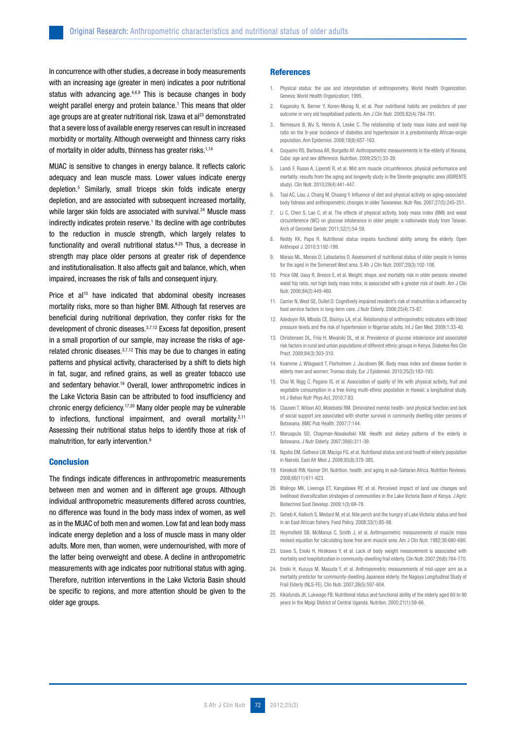In concurrence with other studies, a decrease in body measurements with an increasing age (greater in men) indicates a poor nutritional status with advancing age.[4,6,9] This is because changes in body weight parallel energy and protein balance.[1] This means that older age groups are at greater nutritional risk. Izawa et al[23] demonstrated that a severe loss of available energy reserves can result in increased morbidity or mortality. Although overweight and thinness carry risks of mortality in older adults, thinness has greater risks.[1,14]

MUAC is sensitive to changes in energy balance. It reflects caloric adequacy and lean muscle mass. Lower values indicate energy depletion.[5] Similarly, small triceps skin folds indicate energy depletion, and are associated with subsequent increased mortality, while larger skin folds are associated with survival.[24] Muscle mass indirectly indicates protein reserve.[1] Its decline with age contributes to the reduction in muscle strength, which largely relates to functionality and overall nutritional status.[8,25] Thus, a decrease in strength may place older persons at greater risk of dependence and institutionalisation. It also affects gait and balance, which, when impaired, increases the risk of falls and consequent injury.

Price et al[10] have indicated that abdominal obesity increases mortality risks, more so than higher BMI. Although fat reserves are beneficial during nutritional deprivation, they confer risks for the development of chronic diseases.[3,7,12] Excess fat deposition, present in a small proportion of our sample, may increase the risks of age-related chronic diseases.[3,7,12] This may be due to changes in eating patterns and physical activity, characterised by a shift to diets high in fat, sugar, and refined grains, as well as greater tobacco use and sedentary behavior.[19] Overall, lower anthropometric indices in the Lake Victoria Basin can be attributed to food insufficiency and chronic energy deficiency.[17,20] Many older people may be vulnerable to infections, functional impairment, and overall mortality.[2,11] Assessing their nutritional status helps to identify those at risk of malnutrition, for early intervention.[9]

## Conclusion

The findings indicate differences in anthropometric measurements between men and women and in different age groups. Although individual anthropometric measurements differed across countries, no difference was found in the body mass index of women, as well as in the MUAC of both men and women. Low fat and lean body mass indicate energy depletion and a loss of muscle mass in many older adults. More men, than women, were undernourished, with more of the latter being overweight and obese. A decline in anthropometric measurements with age indicates poor nutritional status with aging. Therefore, nutrition interventions in the Lake Victoria Basin should be specific to regions, and more attention should be given to the older age groups.

## References

1. Physical status: the use and interpretation of anthropometry. World Health Organization. Geneva: World Health Organization; 1995.
2. Kagansky N, Berner Y, Koren-Morag N, et al. Poor nutritional habits are predictors of poor outcome in very old hospitalised patients. Am J Clin Nutr. 2005;82(4):784-791.
3. Nemesure B, Wu S, Hennis A, Leske C. The relationship of body mass index and waist-hip ratio on the 9-year incidence of diabetes and hypertension in a predominantly African-origin population. Ann Epidemiol. 2008;18(8):657-163.
4. Coqueiro RS, Barbosa AR, Borgatto AF. Anthropometric measurements in the elderly of Havana, Cuba: age and sex difference. Nutrition. 2009;25(1):33-39.
5. Landi F, Russo A, Liperoti R, et al. Mid arm muscle circumference, physical performance and mortality: results from the aging and longevity study in the Sirente geographic area (ilSIRENTE study). Clin Nutr. 2010;29(4):441-447.
6. Tsai AC, Liou J, Chang M, Chuang Y. Influence of diet and physical activity on aging-associated body fatness and anthropometric changes in older Taiwanese. Nutr Res. 2007;27(5):245-251.
7. Li C, Chen S, Lan C, et al. The effects of physical activity, body mass index (BMI) and waist circumference (WC) on glucose intolerance in older people: a nationwide study from Taiwan. Arch of Gerontol Geriatr. 2011;52(1):54-59.
8. Reddy KK, Papa R. Nutritional status impairs functional ability among the elderly. Open Anthropol J. 2010;3:192-199.
9. Marais ML, Marais D, Labadarios D. Assessment of nutritional status of older people in homes for the aged in the Somerset West area. S Afr J Clin Nutr. 2007;20(3):102-108.
10. Price GM, Uauy R, Breeze E, et al. Weight, shape, and mortality risk in older persons: elevated waist hip ratio, not high body mass index, is associated with a greater risk of death. Am J Clin Nutr. 2006;84(2):449-460.
11. Carrier N, West GE, Oullet D. Cognitively impaired resident's risk of malnutrition is influenced by food service factors in long-term care. J Nutr Elderly. 2006;25(4):73-87.
12. Adedoyin RA, Mbada CE, Bisiriyu LA, et al. Relationship of anthropometric indicators with blood pressure levels and the risk of hypertension in Nigerian adults. Int J Gen Med. 2009;1:33-40.
13. Christensen DL, Friis H, Mwaniki DL, et al. Prevalence of glucose intolerance and associated risk factors in rural and urban populations of different ethnic groups in Kenya. Diabetes Res Clin Pract. 2009;84(3):303-310.
14. Kvamme J, Wilsgaard T, Florholmen J, Jacobsen BK. Body mass index and disease burden in elderly men and women: Tromso study. Eur J Epidemiol. 2010;25(3):183-193.
15. Chai W, Nigg C, Pagano IS, et al. Association of quality of life with physical activity, fruit and vegetable consumption in a free living multi-ethnic population in Hawaii: a longitudinal study. Int J Behav Nutr Phys Act. 2010;7:83.
16. Clausen T, Wilson AO, Molebatsi RM. Diminished mental health- and physical function and lack of social support are associated with shorter survival in community dwelling older persons of Botswana. BMC Pub Health. 2007;7:144.
17. Maruapula SD, Chapman-Novakofski KM. Health and dietary patterns of the elderly in Botswana. J Nutr Elderly. 2007;39(6):311-39.
18. Ngatia EM, Gathece LW, Macigo FG, et al. Nutritional status and oral health of elderly population in Nairobi. East Afr Med J. 2008;85(8):378-385.
19. Kimokoti RW, Hamer DH. Nutrition, health, and aging in sub-Saharan Africa. Nutrition Reviews. 2008;66(11):611-623.
20. Walingo MK, Liwenga ET, Kangalawe RY, et al. Perceived impact of land use changes and livelihood diversification strategies of communities in the Lake Victoria Basin of Kenya. J Agric Biotechnol Sust Develop. 2009;1(3):69-78.
21. Geheb K, Kalloch S, Medard M, et al. Nile perch and the hungry of Lake Victoria: status and food in an East African fishery. Food Policy. 2008;33(1):85-98.
22. Heymsfield SB, McManus C, Smith J, et al. Anthropometric measurements of muscle mass revised equation for calculating bone free arm muscle area. Am J Clin Nutr. 1982;36:680-690.
23. Izawa S, Enoki H, Hirakawa Y, et al. Lack of body weight measurement is associated with mortality and hospitalization in community-dwelling frail elderly. Clin Nutr. 2007;26(6):764-770.
24. Enoki H, Kuzuya M, Masuda Y, et al. Anthropometric measurements of mid-upper arm as a mortality predictor for community-dwelling Japanese elderly: the Nagoya Longitudinal Study of Frail Elderly (NLS-FE). Clin Nutr. 2007;26(5):597-604.
25. Kikafunda JK, Lukwago FB. Nutritional status and functional ability of the elderly aged 60 to 90 years in the Mpigi District of Central Uganda. Nutriton. 2005;21(1):59-66.